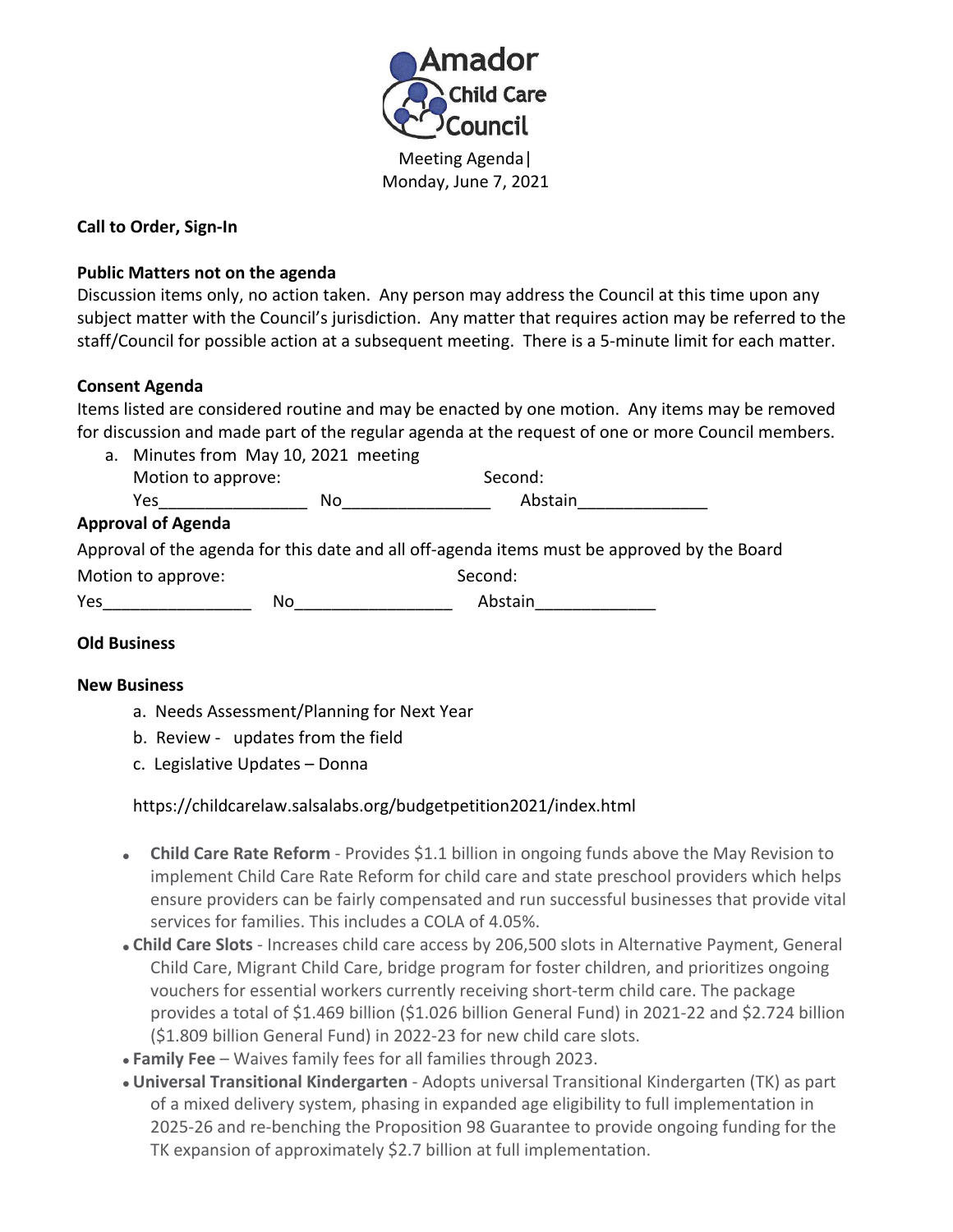# Amador Child Care Council

Meeting Agenda|
Monday, June 7, 2021

**Call to Order, Sign-In**

**Public Matters not on the agenda**

Discussion items only, no action taken. Any person may address the Council at this time upon any subject matter with the Council's jurisdiction. Any matter that requires action may be referred to the staff/Council for possible action at a subsequent meeting. There is a 5-minute limit for each matter.

**Consent Agenda**

Items listed are considered routine and may be enacted by one motion. Any items may be removed for discussion and made part of the regular agenda at the request of one or more Council members.

a. Minutes from May 10, 2021 meeting
   Motion to approve: Second:
   Yes________________ No________________ Abstain______________

**Approval of Agenda**

Approval of the agenda for this date and all off-agenda items must be approved by the Board

Motion to approve: Second:

Yes________________ No_________________ Abstain_____________

**Old Business**

**New Business**

a. Needs Assessment/Planning for Next Year
b. Review - updates from the field
c. Legislative Updates – Donna

https://childcarelaw.salsalabs.org/budgetpetition2021/index.html

- **Child Care Rate Reform** - Provides $1.1 billion in ongoing funds above the May Revision to implement Child Care Rate Reform for child care and state preschool providers which helps ensure providers can be fairly compensated and run successful businesses that provide vital services for families. This includes a COLA of 4.05%.
- **Child Care Slots** - Increases child care access by 206,500 slots in Alternative Payment, General Child Care, Migrant Child Care, bridge program for foster children, and prioritizes ongoing vouchers for essential workers currently receiving short-term child care. The package provides a total of $1.469 billion ($1.026 billion General Fund) in 2021-22 and $2.724 billion ($1.809 billion General Fund) in 2022-23 for new child care slots.
- **Family Fee** – Waives family fees for all families through 2023.
- **Universal Transitional Kindergarten** - Adopts universal Transitional Kindergarten (TK) as part of a mixed delivery system, phasing in expanded age eligibility to full implementation in 2025-26 and re-benching the Proposition 98 Guarantee to provide ongoing funding for the TK expansion of approximately $2.7 billion at full implementation.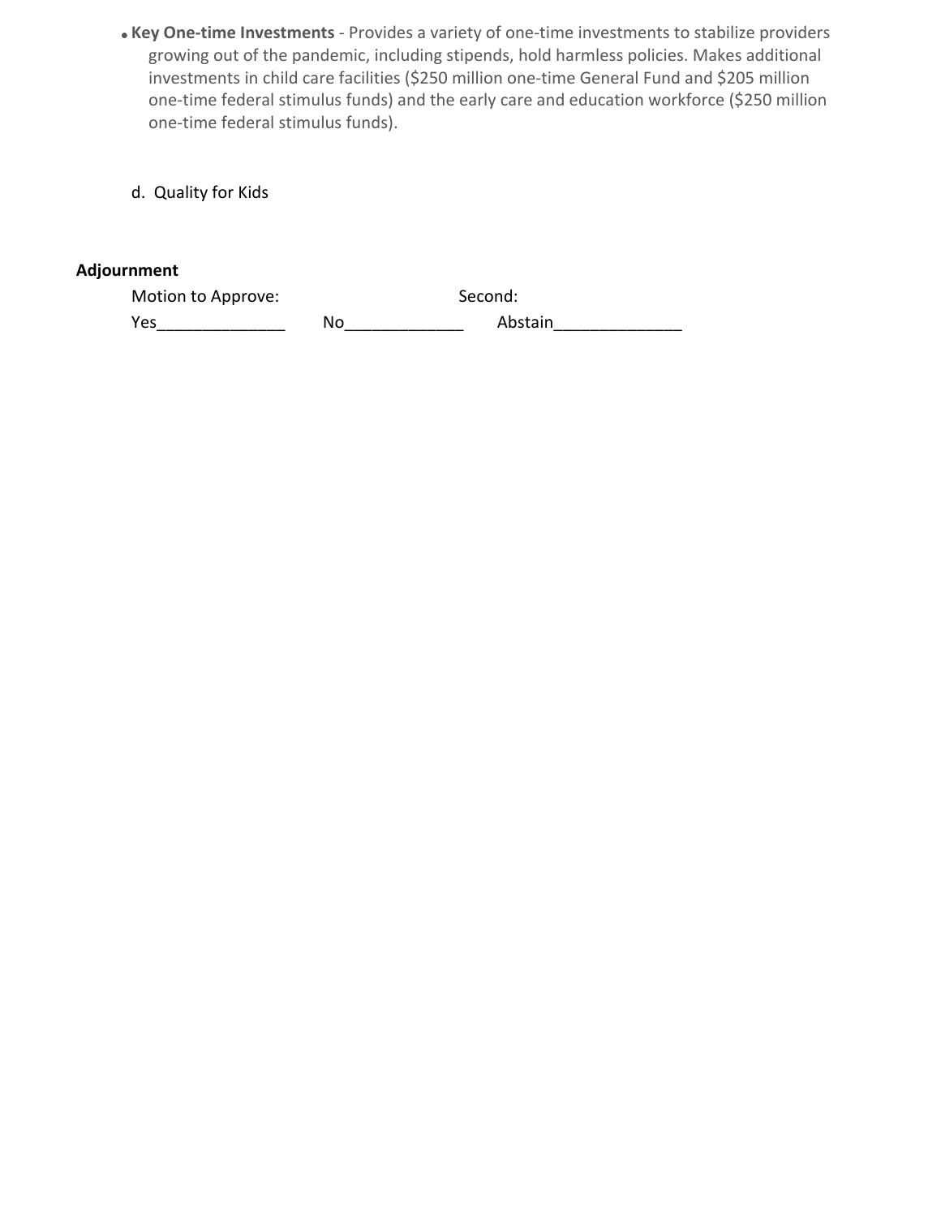- **Key One-time Investments** - Provides a variety of one-time investments to stabilize providers growing out of the pandemic, including stipends, hold harmless policies. Makes additional investments in child care facilities ($250 million one-time General Fund and $205 million one-time federal stimulus funds) and the early care and education workforce ($250 million one-time federal stimulus funds).

d. Quality for Kids

**Adjournment**

Motion to Approve: Second:

Yes______________ No_____________ Abstain______________